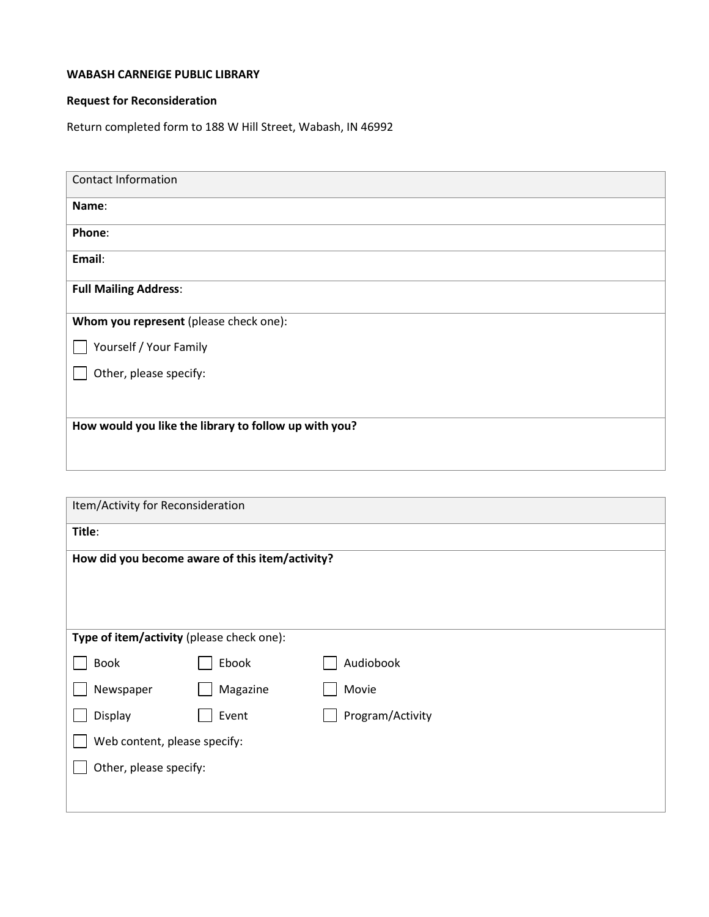**WABASH CARNEIGE PUBLIC LIBRARY**

**Request for Reconsideration**

Return completed form to 188 W Hill Street, Wabash, IN 46992

| Contact Information |
| --- |
| **Name**: |
| **Phone**: |
| **Email**: |
| **Full Mailing Address**: |
| **Whom you represent** (please check one):<br>☐ Yourself / Your Family<br>☐ Other, please specify: |
| **How would you like the library to follow up with you?** |

| Item/Activity for Reconsideration | | |
| --- | --- | --- |
| **Title**: | | |
| **How did you become aware of this item/activity?** | | |
| **Type of item/activity** (please check one): | | |
| ☐ Book | ☐ Ebook | ☐ Audiobook |
| ☐ Newspaper | ☐ Magazine | ☐ Movie |
| ☐ Display | ☐ Event | ☐ Program/Activity |
| ☐ Web content, please specify: | | |
| ☐ Other, please specify: | | |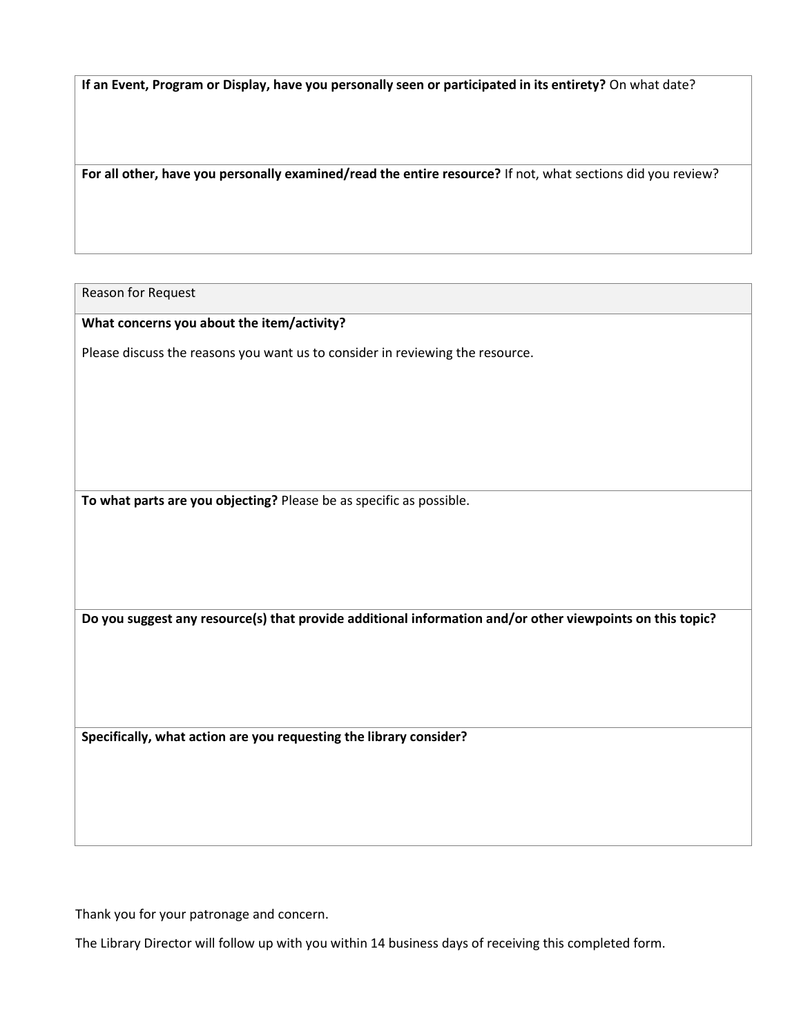**If an Event, Program or Display, have you personally seen or participated in its entirety?** On what date?

**For all other, have you personally examined/read the entire resource?** If not, what sections did you review?

Reason for Request

**What concerns you about the item/activity?**

Please discuss the reasons you want us to consider in reviewing the resource.

**To what parts are you objecting?** Please be as specific as possible.

**Do you suggest any resource(s) that provide additional information and/or other viewpoints on this topic?**

**Specifically, what action are you requesting the library consider?**

Thank you for your patronage and concern.

The Library Director will follow up with you within 14 business days of receiving this completed form.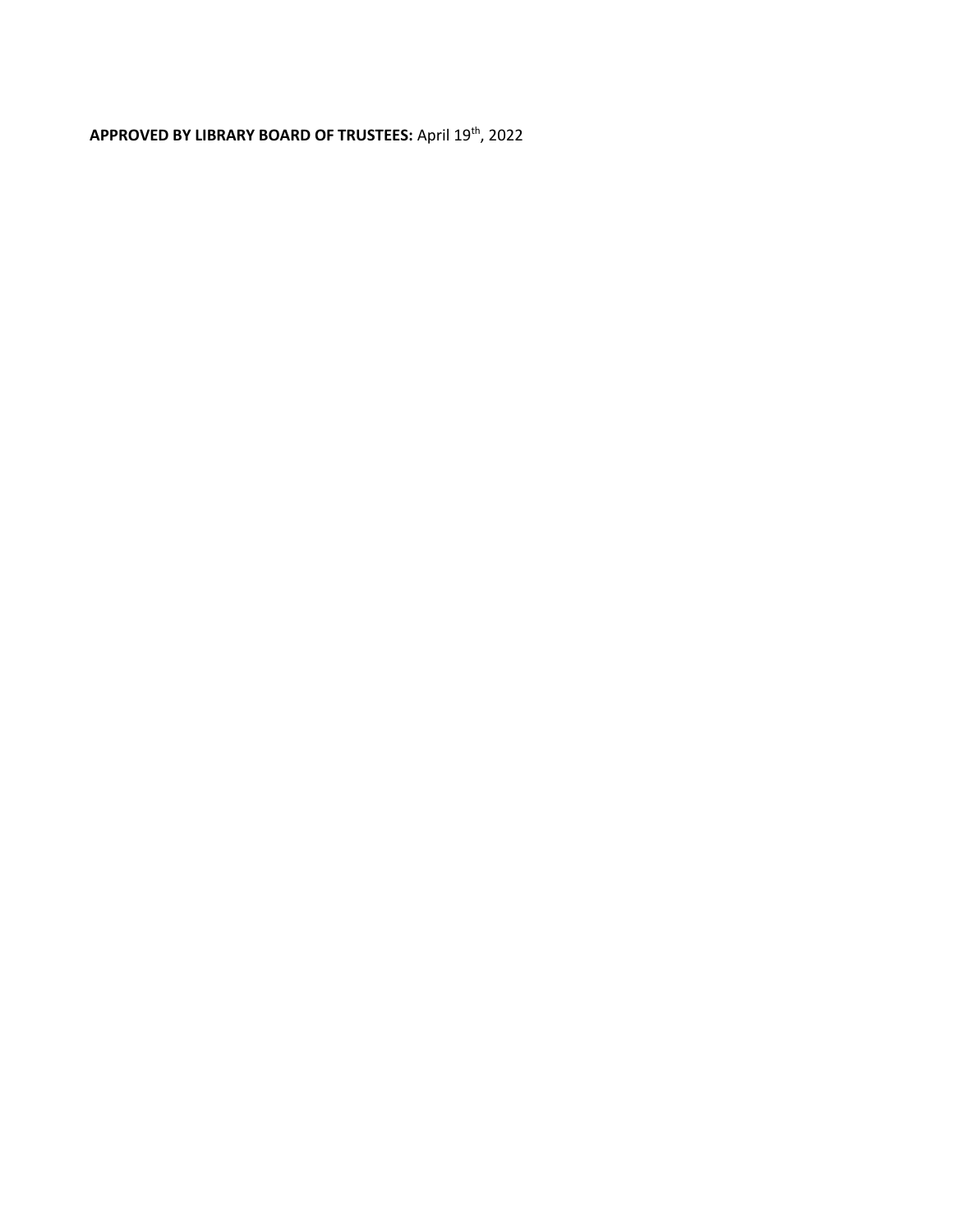**APPROVED BY LIBRARY BOARD OF TRUSTEES:** April 19th, 2022